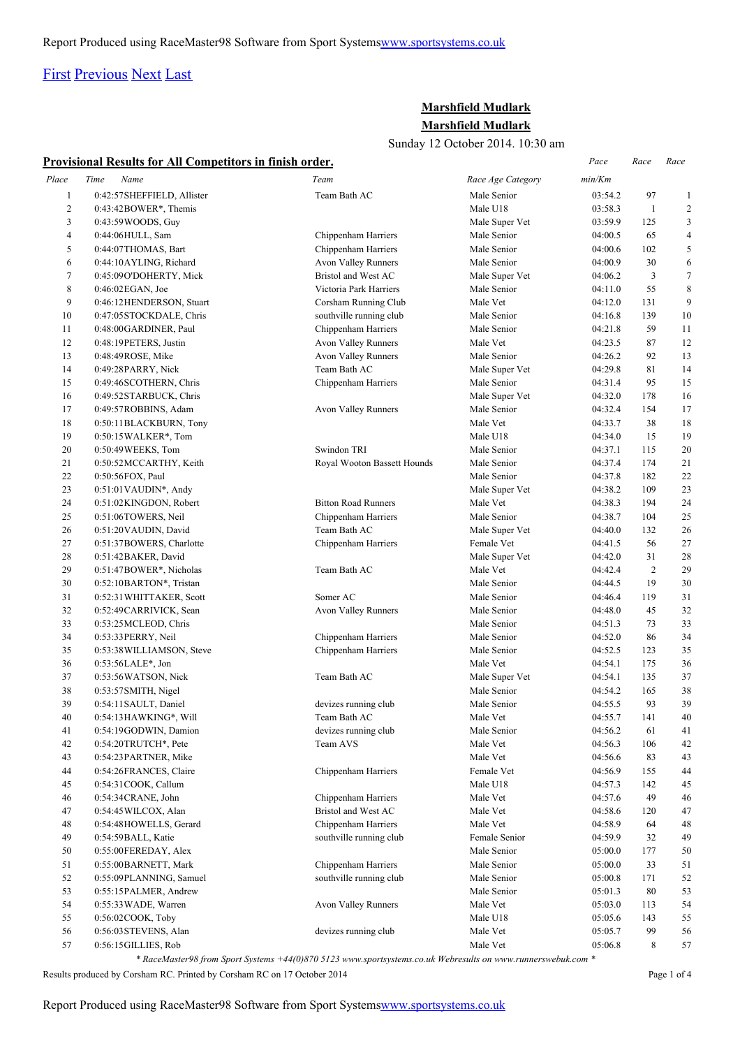First Previous Next Last

## Marshfield Mudlark

## Marshfield Mudlark

Sunday 12 October 2014. 10:30 am

**Provisional Results for All Competitors in finish order.**

| Place | Time | Name | Team | Race Age Category | Pace min/Km | Race | Race |
|---|---|---|---|---|---|---|---|
| 1 | 0:42:57 | SHEFFIELD, Allister | Team Bath AC | Male Senior | 03:54.2 | 97 | 1 |
| 2 | 0:43:42 | BOWER*, Themis | | Male U18 | 03:58.3 | 1 | 2 |
| 3 | 0:43:59 | WOODS, Guy | | Male Super Vet | 03:59.9 | 125 | 3 |
| 4 | 0:44:06 | HULL, Sam | Chippenham Harriers | Male Senior | 04:00.5 | 65 | 4 |
| 5 | 0:44:07 | THOMAS, Bart | Chippenham Harriers | Male Senior | 04:00.6 | 102 | 5 |
| 6 | 0:44:10 | AYLING, Richard | Avon Valley Runners | Male Senior | 04:00.9 | 30 | 6 |
| 7 | 0:45:09 | O'DOHERTY, Mick | Bristol and West AC | Male Super Vet | 04:06.2 | 3 | 7 |
| 8 | 0:46:02 | EGAN, Joe | Victoria Park Harriers | Male Senior | 04:11.0 | 55 | 8 |
| 9 | 0:46:12 | HENDERSON, Stuart | Corsham Running Club | Male Vet | 04:12.0 | 131 | 9 |
| 10 | 0:47:05 | STOCKDALE, Chris | southville running club | Male Senior | 04:16.8 | 139 | 10 |
| 11 | 0:48:00 | GARDINER, Paul | Chippenham Harriers | Male Senior | 04:21.8 | 59 | 11 |
| 12 | 0:48:19 | PETERS, Justin | Avon Valley Runners | Male Vet | 04:23.5 | 87 | 12 |
| 13 | 0:48:49 | ROSE, Mike | Avon Valley Runners | Male Senior | 04:26.2 | 92 | 13 |
| 14 | 0:49:28 | PARRY, Nick | Team Bath AC | Male Super Vet | 04:29.8 | 81 | 14 |
| 15 | 0:49:46 | SCOTHERN, Chris | Chippenham Harriers | Male Senior | 04:31.4 | 95 | 15 |
| 16 | 0:49:52 | STARBUCK, Chris | | Male Super Vet | 04:32.0 | 178 | 16 |
| 17 | 0:49:57 | ROBBINS, Adam | Avon Valley Runners | Male Senior | 04:32.4 | 154 | 17 |
| 18 | 0:50:11 | BLACKBURN, Tony | | Male Vet | 04:33.7 | 38 | 18 |
| 19 | 0:50:15 | WALKER*, Tom | | Male U18 | 04:34.0 | 15 | 19 |
| 20 | 0:50:49 | WEEKS, Tom | Swindon TRI | Male Senior | 04:37.1 | 115 | 20 |
| 21 | 0:50:52 | MCCARTHY, Keith | Royal Wooton Bassett Hounds | Male Senior | 04:37.4 | 174 | 21 |
| 22 | 0:50:56 | FOX, Paul | | Male Senior | 04:37.8 | 182 | 22 |
| 23 | 0:51:01 | VAUDIN*, Andy | | Male Super Vet | 04:38.2 | 109 | 23 |
| 24 | 0:51:02 | KINGDON, Robert | Bitton Road Runners | Male Vet | 04:38.3 | 194 | 24 |
| 25 | 0:51:06 | TOWERS, Neil | Chippenham Harriers | Male Senior | 04:38.7 | 104 | 25 |
| 26 | 0:51:20 | VAUDIN, David | Team Bath AC | Male Super Vet | 04:40.0 | 132 | 26 |
| 27 | 0:51:37 | BOWERS, Charlotte | Chippenham Harriers | Female Vet | 04:41.5 | 56 | 27 |
| 28 | 0:51:42 | BAKER, David | | Male Super Vet | 04:42.0 | 31 | 28 |
| 29 | 0:51:47 | BOWER*, Nicholas | Team Bath AC | Male Vet | 04:42.4 | 2 | 29 |
| 30 | 0:52:10 | BARTON*, Tristan | | Male Senior | 04:44.5 | 19 | 30 |
| 31 | 0:52:31 | WHITTAKER, Scott | Somer AC | Male Senior | 04:46.4 | 119 | 31 |
| 32 | 0:52:49 | CARRIVICK, Sean | Avon Valley Runners | Male Senior | 04:48.0 | 45 | 32 |
| 33 | 0:53:25 | MCLEOD, Chris | | Male Senior | 04:51.3 | 73 | 33 |
| 34 | 0:53:33 | PERRY, Neil | Chippenham Harriers | Male Senior | 04:52.0 | 86 | 34 |
| 35 | 0:53:38 | WILLIAMSON, Steve | Chippenham Harriers | Male Senior | 04:52.5 | 123 | 35 |
| 36 | 0:53:56 | LALE*, Jon | | Male Vet | 04:54.1 | 175 | 36 |
| 37 | 0:53:56 | WATSON, Nick | Team Bath AC | Male Super Vet | 04:54.1 | 135 | 37 |
| 38 | 0:53:57 | SMITH, Nigel | | Male Senior | 04:54.2 | 165 | 38 |
| 39 | 0:54:11 | SAULT, Daniel | devizes running club | Male Senior | 04:55.5 | 93 | 39 |
| 40 | 0:54:13 | HAWKING*, Will | Team Bath AC | Male Vet | 04:55.7 | 141 | 40 |
| 41 | 0:54:19 | GODWIN, Damion | devizes running club | Male Senior | 04:56.2 | 61 | 41 |
| 42 | 0:54:20 | TRUTCH*, Pete | Team AVS | Male Vet | 04:56.3 | 106 | 42 |
| 43 | 0:54:23 | PARTNER, Mike | | Male Vet | 04:56.6 | 83 | 43 |
| 44 | 0:54:26 | FRANCES, Claire | Chippenham Harriers | Female Vet | 04:56.9 | 155 | 44 |
| 45 | 0:54:31 | COOK, Callum | | Male U18 | 04:57.3 | 142 | 45 |
| 46 | 0:54:34 | CRANE, John | Chippenham Harriers | Male Vet | 04:57.6 | 49 | 46 |
| 47 | 0:54:45 | WILCOX, Alan | Bristol and West AC | Male Vet | 04:58.6 | 120 | 47 |
| 48 | 0:54:48 | HOWELLS, Gerard | Chippenham Harriers | Male Vet | 04:58.9 | 64 | 48 |
| 49 | 0:54:59 | BALL, Katie | southville running club | Female Senior | 04:59.9 | 32 | 49 |
| 50 | 0:55:00 | FEREDAY, Alex | | Male Senior | 05:00.0 | 177 | 50 |
| 51 | 0:55:00 | BARNETT, Mark | Chippenham Harriers | Male Senior | 05:00.0 | 33 | 51 |
| 52 | 0:55:09 | PLANNING, Samuel | southville running club | Male Senior | 05:00.8 | 171 | 52 |
| 53 | 0:55:15 | PALMER, Andrew | | Male Senior | 05:01.3 | 80 | 53 |
| 54 | 0:55:33 | WADE, Warren | Avon Valley Runners | Male Vet | 05:03.0 | 113 | 54 |
| 55 | 0:56:02 | COOK, Toby | | Male U18 | 05:05.6 | 143 | 55 |
| 56 | 0:56:03 | STEVENS, Alan | devizes running club | Male Vet | 05:05.7 | 99 | 56 |
| 57 | 0:56:15 | GILLIES, Rob | | Male Vet | 05:06.8 | 8 | 57 |

*\* RaceMaster98 from Sport Systems +44(0)870 5123 www.sportsystems.co.uk Webresults on www.runnerswebuk.com \**

Results produced by Corsham RC. Printed by Corsham RC on 17 October 2014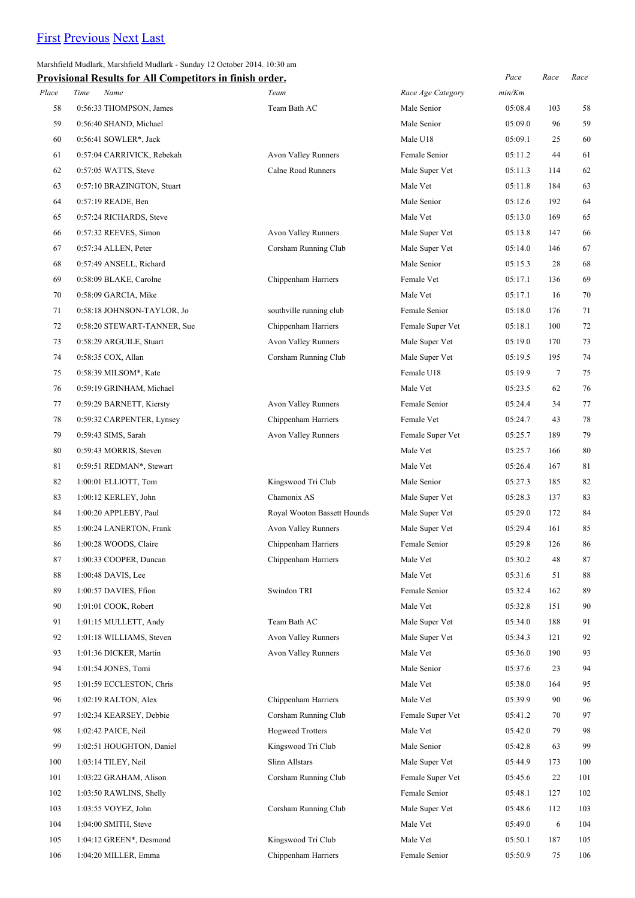[First](#) [Previous](#) [Next](#) [Last](#)

Marshfield Mudlark, Marshfield Mudlark - Sunday 12 October 2014. 10:30 am

**Provisional Results for All Competitors in finish order.**

| *Place* | *Time* | *Name* | *Team* | *Race Age Category* | *Pace min/Km* | *Race* | *Race* |
|---|---|---|---|---|---|---|---|
| 58 | 0:56:33 | THOMPSON, James | Team Bath AC | Male Senior | 05:08.4 | 103 | 58 |
| 59 | 0:56:40 | SHAND, Michael | | Male Senior | 05:09.0 | 96 | 59 |
| 60 | 0:56:41 | SOWLER*, Jack | | Male U18 | 05:09.1 | 25 | 60 |
| 61 | 0:57:04 | CARRIVICK, Rebekah | Avon Valley Runners | Female Senior | 05:11.2 | 44 | 61 |
| 62 | 0:57:05 | WATTS, Steve | Calne Road Runners | Male Super Vet | 05:11.3 | 114 | 62 |
| 63 | 0:57:10 | BRAZINGTON, Stuart | | Male Vet | 05:11.8 | 184 | 63 |
| 64 | 0:57:19 | READE, Ben | | Male Senior | 05:12.6 | 192 | 64 |
| 65 | 0:57:24 | RICHARDS, Steve | | Male Vet | 05:13.0 | 169 | 65 |
| 66 | 0:57:32 | REEVES, Simon | Avon Valley Runners | Male Super Vet | 05:13.8 | 147 | 66 |
| 67 | 0:57:34 | ALLEN, Peter | Corsham Running Club | Male Super Vet | 05:14.0 | 146 | 67 |
| 68 | 0:57:49 | ANSELL, Richard | | Male Senior | 05:15.3 | 28 | 68 |
| 69 | 0:58:09 | BLAKE, Carolne | Chippenham Harriers | Female Vet | 05:17.1 | 136 | 69 |
| 70 | 0:58:09 | GARCIA, Mike | | Male Vet | 05:17.1 | 16 | 70 |
| 71 | 0:58:18 | JOHNSON-TAYLOR, Jo | southville running club | Female Senior | 05:18.0 | 176 | 71 |
| 72 | 0:58:20 | STEWART-TANNER, Sue | Chippenham Harriers | Female Super Vet | 05:18.1 | 100 | 72 |
| 73 | 0:58:29 | ARGUILE, Stuart | Avon Valley Runners | Male Super Vet | 05:19.0 | 170 | 73 |
| 74 | 0:58:35 | COX, Allan | Corsham Running Club | Male Super Vet | 05:19.5 | 195 | 74 |
| 75 | 0:58:39 | MILSOM*, Kate | | Female U18 | 05:19.9 | 7 | 75 |
| 76 | 0:59:19 | GRINHAM, Michael | | Male Vet | 05:23.5 | 62 | 76 |
| 77 | 0:59:29 | BARNETT, Kiersty | Avon Valley Runners | Female Senior | 05:24.4 | 34 | 77 |
| 78 | 0:59:32 | CARPENTER, Lynsey | Chippenham Harriers | Female Vet | 05:24.7 | 43 | 78 |
| 79 | 0:59:43 | SIMS, Sarah | Avon Valley Runners | Female Super Vet | 05:25.7 | 189 | 79 |
| 80 | 0:59:43 | MORRIS, Steven | | Male Vet | 05:25.7 | 166 | 80 |
| 81 | 0:59:51 | REDMAN*, Stewart | | Male Vet | 05:26.4 | 167 | 81 |
| 82 | 1:00:01 | ELLIOTT, Tom | Kingswood Tri Club | Male Senior | 05:27.3 | 185 | 82 |
| 83 | 1:00:12 | KERLEY, John | Chamonix AS | Male Super Vet | 05:28.3 | 137 | 83 |
| 84 | 1:00:20 | APPLEBY, Paul | Royal Wooton Bassett Hounds | Male Super Vet | 05:29.0 | 172 | 84 |
| 85 | 1:00:24 | LANERTON, Frank | Avon Valley Runners | Male Super Vet | 05:29.4 | 161 | 85 |
| 86 | 1:00:28 | WOODS, Claire | Chippenham Harriers | Female Senior | 05:29.8 | 126 | 86 |
| 87 | 1:00:33 | COOPER, Duncan | Chippenham Harriers | Male Vet | 05:30.2 | 48 | 87 |
| 88 | 1:00:48 | DAVIS, Lee | | Male Vet | 05:31.6 | 51 | 88 |
| 89 | 1:00:57 | DAVIES, Ffion | Swindon TRI | Female Senior | 05:32.4 | 162 | 89 |
| 90 | 1:01:01 | COOK, Robert | | Male Vet | 05:32.8 | 151 | 90 |
| 91 | 1:01:15 | MULLETT, Andy | Team Bath AC | Male Super Vet | 05:34.0 | 188 | 91 |
| 92 | 1:01:18 | WILLIAMS, Steven | Avon Valley Runners | Male Super Vet | 05:34.3 | 121 | 92 |
| 93 | 1:01:36 | DICKER, Martin | Avon Valley Runners | Male Vet | 05:36.0 | 190 | 93 |
| 94 | 1:01:54 | JONES, Tomi | | Male Senior | 05:37.6 | 23 | 94 |
| 95 | 1:01:59 | ECCLESTON, Chris | | Male Vet | 05:38.0 | 164 | 95 |
| 96 | 1:02:19 | RALTON, Alex | Chippenham Harriers | Male Vet | 05:39.9 | 90 | 96 |
| 97 | 1:02:34 | KEARSEY, Debbie | Corsham Running Club | Female Super Vet | 05:41.2 | 70 | 97 |
| 98 | 1:02:42 | PAICE, Neil | Hogweed Trotters | Male Vet | 05:42.0 | 79 | 98 |
| 99 | 1:02:51 | HOUGHTON, Daniel | Kingswood Tri Club | Male Senior | 05:42.8 | 63 | 99 |
| 100 | 1:03:14 | TILEY, Neil | Slinn Allstars | Male Super Vet | 05:44.9 | 173 | 100 |
| 101 | 1:03:22 | GRAHAM, Alison | Corsham Running Club | Female Super Vet | 05:45.6 | 22 | 101 |
| 102 | 1:03:50 | RAWLINS, Shelly | | Female Senior | 05:48.1 | 127 | 102 |
| 103 | 1:03:55 | VOYEZ, John | Corsham Running Club | Male Super Vet | 05:48.6 | 112 | 103 |
| 104 | 1:04:00 | SMITH, Steve | | Male Vet | 05:49.0 | 6 | 104 |
| 105 | 1:04:12 | GREEN*, Desmond | Kingswood Tri Club | Male Vet | 05:50.1 | 187 | 105 |
| 106 | 1:04:20 | MILLER, Emma | Chippenham Harriers | Female Senior | 05:50.9 | 75 | 106 |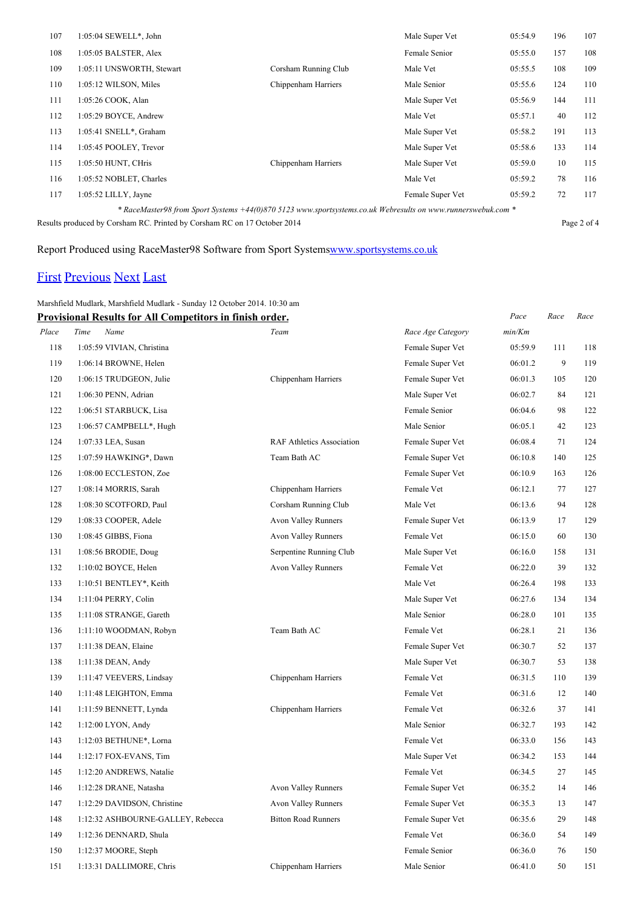| Place | Time Name | Team | Race Age Category | Pace min/Km | Race | Race |
|---|---|---|---|---|---|---|
| 107 | 1:05:04 SEWELL*, John | | Male Super Vet | 05:54.9 | 196 | 107 |
| 108 | 1:05:05 BALSTER, Alex | | Female Senior | 05:55.0 | 157 | 108 |
| 109 | 1:05:11 UNSWORTH, Stewart | Corsham Running Club | Male Vet | 05:55.5 | 108 | 109 |
| 110 | 1:05:12 WILSON, Miles | Chippenham Harriers | Male Senior | 05:55.6 | 124 | 110 |
| 111 | 1:05:26 COOK, Alan | | Male Super Vet | 05:56.9 | 144 | 111 |
| 112 | 1:05:29 BOYCE, Andrew | | Male Vet | 05:57.1 | 40 | 112 |
| 113 | 1:05:41 SNELL*, Graham | | Male Super Vet | 05:58.2 | 191 | 113 |
| 114 | 1:05:45 POOLEY, Trevor | | Male Super Vet | 05:58.6 | 133 | 114 |
| 115 | 1:05:50 HUNT, CHris | Chippenham Harriers | Male Super Vet | 05:59.0 | 10 | 115 |
| 116 | 1:05:52 NOBLET, Charles | | Male Vet | 05:59.2 | 78 | 116 |
| 117 | 1:05:52 LILLY, Jayne | | Female Super Vet | 05:59.2 | 72 | 117 |

*\* RaceMaster98 from Sport Systems +44(0)870 5123 www.sportsystems.co.uk Webresults on www.runnerswebuk.com \**

Results produced by Corsham RC. Printed by Corsham RC on 17 October 2014

Report Produced using RaceMaster98 Software from Sport Systems[www.sportsystems.co.uk](www.sportsystems.co.uk)

[First](#) [Previous](#) [Next](#) [Last](#)

Marshfield Mudlark, Marshfield Mudlark - Sunday 12 October 2014. 10:30 am

**Provisional Results for All Competitors in finish order.**

| Place | Time Name | Team | Race Age Category | Pace min/Km | Race | Race |
|---|---|---|---|---|---|---|
| 118 | 1:05:59 VIVIAN, Christina | | Female Super Vet | 05:59.9 | 111 | 118 |
| 119 | 1:06:14 BROWNE, Helen | | Female Super Vet | 06:01.2 | 9 | 119 |
| 120 | 1:06:15 TRUDGEON, Julie | Chippenham Harriers | Female Super Vet | 06:01.3 | 105 | 120 |
| 121 | 1:06:30 PENN, Adrian | | Male Super Vet | 06:02.7 | 84 | 121 |
| 122 | 1:06:51 STARBUCK, Lisa | | Female Senior | 06:04.6 | 98 | 122 |
| 123 | 1:06:57 CAMPBELL*, Hugh | | Male Senior | 06:05.1 | 42 | 123 |
| 124 | 1:07:33 LEA, Susan | RAF Athletics Association | Female Super Vet | 06:08.4 | 71 | 124 |
| 125 | 1:07:59 HAWKING*, Dawn | Team Bath AC | Female Super Vet | 06:10.8 | 140 | 125 |
| 126 | 1:08:00 ECCLESTON, Zoe | | Female Super Vet | 06:10.9 | 163 | 126 |
| 127 | 1:08:14 MORRIS, Sarah | Chippenham Harriers | Female Vet | 06:12.1 | 77 | 127 |
| 128 | 1:08:30 SCOTFORD, Paul | Corsham Running Club | Male Vet | 06:13.6 | 94 | 128 |
| 129 | 1:08:33 COOPER, Adele | Avon Valley Runners | Female Super Vet | 06:13.9 | 17 | 129 |
| 130 | 1:08:45 GIBBS, Fiona | Avon Valley Runners | Female Vet | 06:15.0 | 60 | 130 |
| 131 | 1:08:56 BRODIE, Doug | Serpentine Running Club | Male Super Vet | 06:16.0 | 158 | 131 |
| 132 | 1:10:02 BOYCE, Helen | Avon Valley Runners | Female Vet | 06:22.0 | 39 | 132 |
| 133 | 1:10:51 BENTLEY*, Keith | | Male Vet | 06:26.4 | 198 | 133 |
| 134 | 1:11:04 PERRY, Colin | | Male Super Vet | 06:27.6 | 134 | 134 |
| 135 | 1:11:08 STRANGE, Gareth | | Male Senior | 06:28.0 | 101 | 135 |
| 136 | 1:11:10 WOODMAN, Robyn | Team Bath AC | Female Vet | 06:28.1 | 21 | 136 |
| 137 | 1:11:38 DEAN, Elaine | | Female Super Vet | 06:30.7 | 52 | 137 |
| 138 | 1:11:38 DEAN, Andy | | Male Super Vet | 06:30.7 | 53 | 138 |
| 139 | 1:11:47 VEEVERS, Lindsay | Chippenham Harriers | Female Vet | 06:31.5 | 110 | 139 |
| 140 | 1:11:48 LEIGHTON, Emma | | Female Vet | 06:31.6 | 12 | 140 |
| 141 | 1:11:59 BENNETT, Lynda | Chippenham Harriers | Female Vet | 06:32.6 | 37 | 141 |
| 142 | 1:12:00 LYON, Andy | | Male Senior | 06:32.7 | 193 | 142 |
| 143 | 1:12:03 BETHUNE*, Lorna | | Female Vet | 06:33.0 | 156 | 143 |
| 144 | 1:12:17 FOX-EVANS, Tim | | Male Super Vet | 06:34.2 | 153 | 144 |
| 145 | 1:12:20 ANDREWS, Natalie | | Female Vet | 06:34.5 | 27 | 145 |
| 146 | 1:12:28 DRANE, Natasha | Avon Valley Runners | Female Super Vet | 06:35.2 | 14 | 146 |
| 147 | 1:12:29 DAVIDSON, Christine | Avon Valley Runners | Female Super Vet | 06:35.3 | 13 | 147 |
| 148 | 1:12:32 ASHBOURNE-GALLEY, Rebecca | Bitton Road Runners | Female Super Vet | 06:35.6 | 29 | 148 |
| 149 | 1:12:36 DENNARD, Shula | | Female Vet | 06:36.0 | 54 | 149 |
| 150 | 1:12:37 MOORE, Steph | | Female Senior | 06:36.0 | 76 | 150 |
| 151 | 1:13:31 DALLIMORE, Chris | Chippenham Harriers | Male Senior | 06:41.0 | 50 | 151 |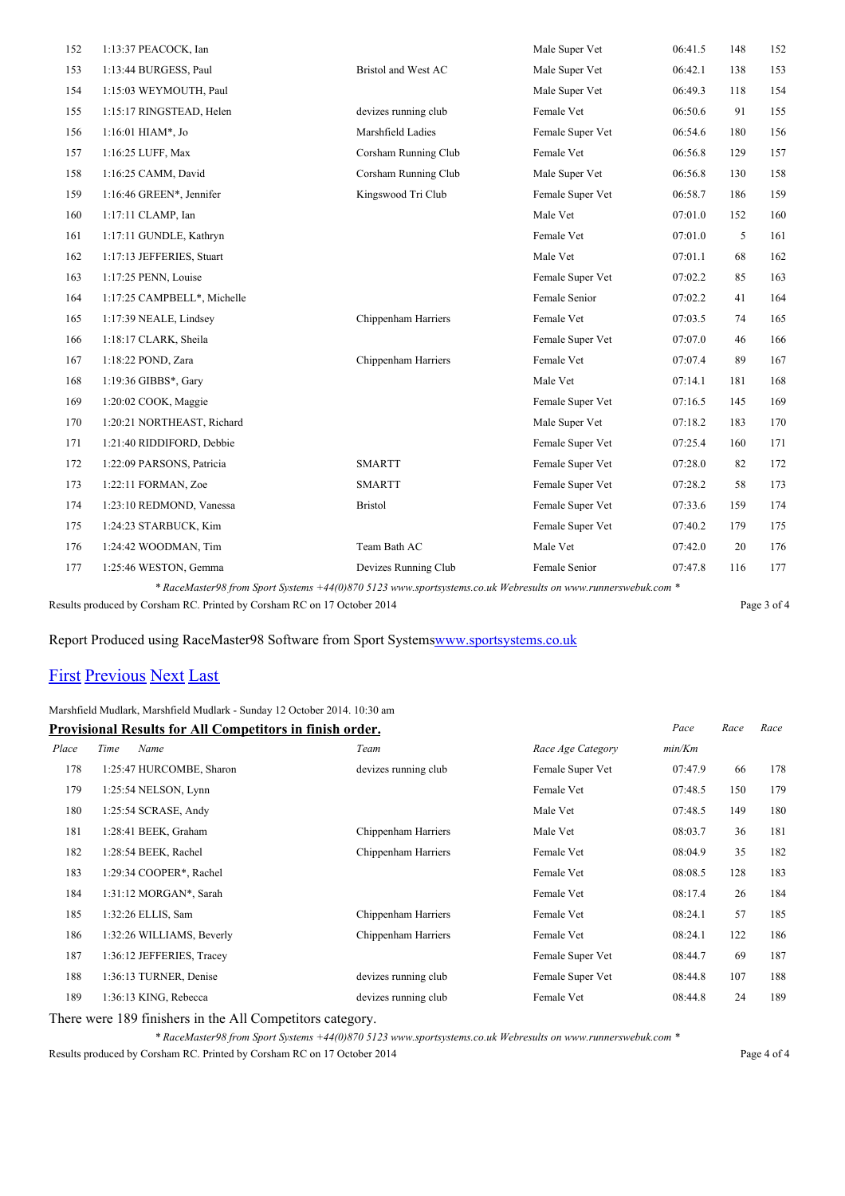| Place | Time | Name | Team | Race Age Category | Pace min/Km | Race | Race |
|---|---|---|---|---|---|---|---|
| 152 | 1:13:37 | PEACOCK, Ian | | Male Super Vet | 06:41.5 | 148 | 152 |
| 153 | 1:13:44 | BURGESS, Paul | Bristol and West AC | Male Super Vet | 06:42.1 | 138 | 153 |
| 154 | 1:15:03 | WEYMOUTH, Paul | | Male Super Vet | 06:49.3 | 118 | 154 |
| 155 | 1:15:17 | RINGSTEAD, Helen | devizes running club | Female Vet | 06:50.6 | 91 | 155 |
| 156 | 1:16:01 | HIAM*, Jo | Marshfield Ladies | Female Super Vet | 06:54.6 | 180 | 156 |
| 157 | 1:16:25 | LUFF, Max | Corsham Running Club | Female Vet | 06:56.8 | 129 | 157 |
| 158 | 1:16:25 | CAMM, David | Corsham Running Club | Male Super Vet | 06:56.8 | 130 | 158 |
| 159 | 1:16:46 | GREEN*, Jennifer | Kingswood Tri Club | Female Super Vet | 06:58.7 | 186 | 159 |
| 160 | 1:17:11 | CLAMP, Ian | | Male Vet | 07:01.0 | 152 | 160 |
| 161 | 1:17:11 | GUNDLE, Kathryn | | Female Vet | 07:01.0 | 5 | 161 |
| 162 | 1:17:13 | JEFFERIES, Stuart | | Male Vet | 07:01.1 | 68 | 162 |
| 163 | 1:17:25 | PENN, Louise | | Female Super Vet | 07:02.2 | 85 | 163 |
| 164 | 1:17:25 | CAMPBELL*, Michelle | | Female Senior | 07:02.2 | 41 | 164 |
| 165 | 1:17:39 | NEALE, Lindsey | Chippenham Harriers | Female Vet | 07:03.5 | 74 | 165 |
| 166 | 1:18:17 | CLARK, Sheila | | Female Super Vet | 07:07.0 | 46 | 166 |
| 167 | 1:18:22 | POND, Zara | Chippenham Harriers | Female Vet | 07:07.4 | 89 | 167 |
| 168 | 1:19:36 | GIBBS*, Gary | | Male Vet | 07:14.1 | 181 | 168 |
| 169 | 1:20:02 | COOK, Maggie | | Female Super Vet | 07:16.5 | 145 | 169 |
| 170 | 1:20:21 | NORTHEAST, Richard | | Male Super Vet | 07:18.2 | 183 | 170 |
| 171 | 1:21:40 | RIDDIFORD, Debbie | | Female Super Vet | 07:25.4 | 160 | 171 |
| 172 | 1:22:09 | PARSONS, Patricia | SMARTT | Female Super Vet | 07:28.0 | 82 | 172 |
| 173 | 1:22:11 | FORMAN, Zoe | SMARTT | Female Super Vet | 07:28.2 | 58 | 173 |
| 174 | 1:23:10 | REDMOND, Vanessa | Bristol | Female Super Vet | 07:33.6 | 159 | 174 |
| 175 | 1:24:23 | STARBUCK, Kim | | Female Super Vet | 07:40.2 | 179 | 175 |
| 176 | 1:24:42 | WOODMAN, Tim | Team Bath AC | Male Vet | 07:42.0 | 20 | 176 |
| 177 | 1:25:46 | WESTON, Gemma | Devizes Running Club | Female Senior | 07:47.8 | 116 | 177 |

*\* RaceMaster98 from Sport Systems +44(0)870 5123 www.sportsystems.co.uk Webresults on www.runnerswebuk.com \**

Results produced by Corsham RC. Printed by Corsham RC on 17 October 2014

Report Produced using RaceMaster98 Software from Sport Systems[www.sportsystems.co.uk](www.sportsystems.co.uk)

## [First](#) [Previous](#) [Next](#) [Last](#)

Marshfield Mudlark, Marshfield Mudlark - Sunday 12 October 2014. 10:30 am

**Provisional Results for All Competitors in finish order.**

| Place | Time | Name | Team | Race Age Category | Pace min/Km | Race | Race |
|---|---|---|---|---|---|---|---|
| 178 | 1:25:47 | HURCOMBE, Sharon | devizes running club | Female Super Vet | 07:47.9 | 66 | 178 |
| 179 | 1:25:54 | NELSON, Lynn | | Female Vet | 07:48.5 | 150 | 179 |
| 180 | 1:25:54 | SCRASE, Andy | | Male Vet | 07:48.5 | 149 | 180 |
| 181 | 1:28:41 | BEEK, Graham | Chippenham Harriers | Male Vet | 08:03.7 | 36 | 181 |
| 182 | 1:28:54 | BEEK, Rachel | Chippenham Harriers | Female Vet | 08:04.9 | 35 | 182 |
| 183 | 1:29:34 | COOPER*, Rachel | | Female Vet | 08:08.5 | 128 | 183 |
| 184 | 1:31:12 | MORGAN*, Sarah | | Female Vet | 08:17.4 | 26 | 184 |
| 185 | 1:32:26 | ELLIS, Sam | Chippenham Harriers | Female Vet | 08:24.1 | 57 | 185 |
| 186 | 1:32:26 | WILLIAMS, Beverly | Chippenham Harriers | Female Vet | 08:24.1 | 122 | 186 |
| 187 | 1:36:12 | JEFFERIES, Tracey | | Female Super Vet | 08:44.7 | 69 | 187 |
| 188 | 1:36:13 | TURNER, Denise | devizes running club | Female Super Vet | 08:44.8 | 107 | 188 |
| 189 | 1:36:13 | KING, Rebecca | devizes running club | Female Vet | 08:44.8 | 24 | 189 |

There were 189 finishers in the All Competitors category.

*\* RaceMaster98 from Sport Systems +44(0)870 5123 www.sportsystems.co.uk Webresults on www.runnerswebuk.com \**

Results produced by Corsham RC. Printed by Corsham RC on 17 October 2014